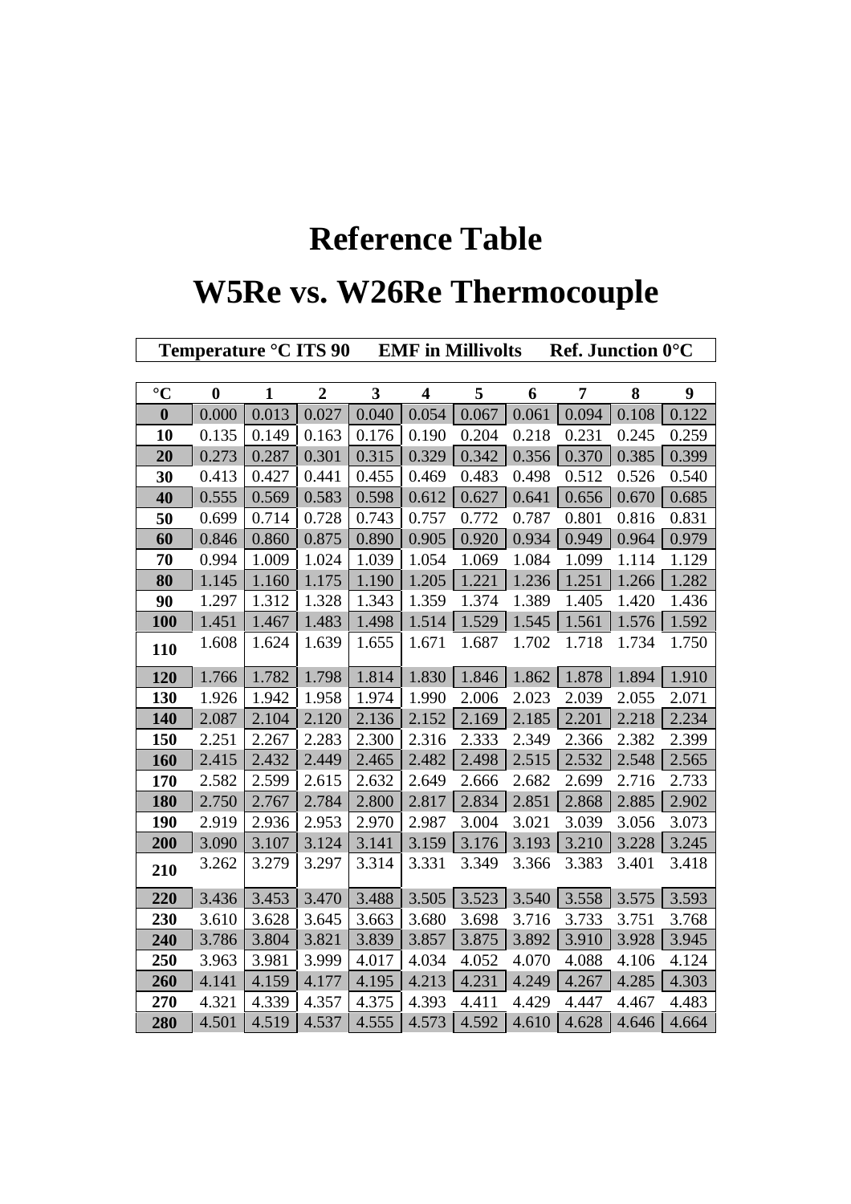# Reference Table

# W5Re vs. W26Re Thermocouple

| Temperature °C ITS 90 | | | | EMF in Millivolts | | | Ref. Junction 0°C | | |
|---|---|---|---|---|---|---|---|---|---|

| °C | 0 | 1 | 2 | 3 | 4 | 5 | 6 | 7 | 8 | 9 |
|---|---|---|---|---|---|---|---|---|---|---|
| **0** | 0.000 | 0.013 | 0.027 | 0.040 | 0.054 | 0.067 | 0.061 | 0.094 | 0.108 | 0.122 |
| **10** | 0.135 | 0.149 | 0.163 | 0.176 | 0.190 | 0.204 | 0.218 | 0.231 | 0.245 | 0.259 |
| **20** | 0.273 | 0.287 | 0.301 | 0.315 | 0.329 | 0.342 | 0.356 | 0.370 | 0.385 | 0.399 |
| **30** | 0.413 | 0.427 | 0.441 | 0.455 | 0.469 | 0.483 | 0.498 | 0.512 | 0.526 | 0.540 |
| **40** | 0.555 | 0.569 | 0.583 | 0.598 | 0.612 | 0.627 | 0.641 | 0.656 | 0.670 | 0.685 |
| **50** | 0.699 | 0.714 | 0.728 | 0.743 | 0.757 | 0.772 | 0.787 | 0.801 | 0.816 | 0.831 |
| **60** | 0.846 | 0.860 | 0.875 | 0.890 | 0.905 | 0.920 | 0.934 | 0.949 | 0.964 | 0.979 |
| **70** | 0.994 | 1.009 | 1.024 | 1.039 | 1.054 | 1.069 | 1.084 | 1.099 | 1.114 | 1.129 |
| **80** | 1.145 | 1.160 | 1.175 | 1.190 | 1.205 | 1.221 | 1.236 | 1.251 | 1.266 | 1.282 |
| **90** | 1.297 | 1.312 | 1.328 | 1.343 | 1.359 | 1.374 | 1.389 | 1.405 | 1.420 | 1.436 |
| **100** | 1.451 | 1.467 | 1.483 | 1.498 | 1.514 | 1.529 | 1.545 | 1.561 | 1.576 | 1.592 |
| **110** | 1.608 | 1.624 | 1.639 | 1.655 | 1.671 | 1.687 | 1.702 | 1.718 | 1.734 | 1.750 |
| **120** | 1.766 | 1.782 | 1.798 | 1.814 | 1.830 | 1.846 | 1.862 | 1.878 | 1.894 | 1.910 |
| **130** | 1.926 | 1.942 | 1.958 | 1.974 | 1.990 | 2.006 | 2.023 | 2.039 | 2.055 | 2.071 |
| **140** | 2.087 | 2.104 | 2.120 | 2.136 | 2.152 | 2.169 | 2.185 | 2.201 | 2.218 | 2.234 |
| **150** | 2.251 | 2.267 | 2.283 | 2.300 | 2.316 | 2.333 | 2.349 | 2.366 | 2.382 | 2.399 |
| **160** | 2.415 | 2.432 | 2.449 | 2.465 | 2.482 | 2.498 | 2.515 | 2.532 | 2.548 | 2.565 |
| **170** | 2.582 | 2.599 | 2.615 | 2.632 | 2.649 | 2.666 | 2.682 | 2.699 | 2.716 | 2.733 |
| **180** | 2.750 | 2.767 | 2.784 | 2.800 | 2.817 | 2.834 | 2.851 | 2.868 | 2.885 | 2.902 |
| **190** | 2.919 | 2.936 | 2.953 | 2.970 | 2.987 | 3.004 | 3.021 | 3.039 | 3.056 | 3.073 |
| **200** | 3.090 | 3.107 | 3.124 | 3.141 | 3.159 | 3.176 | 3.193 | 3.210 | 3.228 | 3.245 |
| **210** | 3.262 | 3.279 | 3.297 | 3.314 | 3.331 | 3.349 | 3.366 | 3.383 | 3.401 | 3.418 |
| **220** | 3.436 | 3.453 | 3.470 | 3.488 | 3.505 | 3.523 | 3.540 | 3.558 | 3.575 | 3.593 |
| **230** | 3.610 | 3.628 | 3.645 | 3.663 | 3.680 | 3.698 | 3.716 | 3.733 | 3.751 | 3.768 |
| **240** | 3.786 | 3.804 | 3.821 | 3.839 | 3.857 | 3.875 | 3.892 | 3.910 | 3.928 | 3.945 |
| **250** | 3.963 | 3.981 | 3.999 | 4.017 | 4.034 | 4.052 | 4.070 | 4.088 | 4.106 | 4.124 |
| **260** | 4.141 | 4.159 | 4.177 | 4.195 | 4.213 | 4.231 | 4.249 | 4.267 | 4.285 | 4.303 |
| **270** | 4.321 | 4.339 | 4.357 | 4.375 | 4.393 | 4.411 | 4.429 | 4.447 | 4.467 | 4.483 |
| **280** | 4.501 | 4.519 | 4.537 | 4.555 | 4.573 | 4.592 | 4.610 | 4.628 | 4.646 | 4.664 |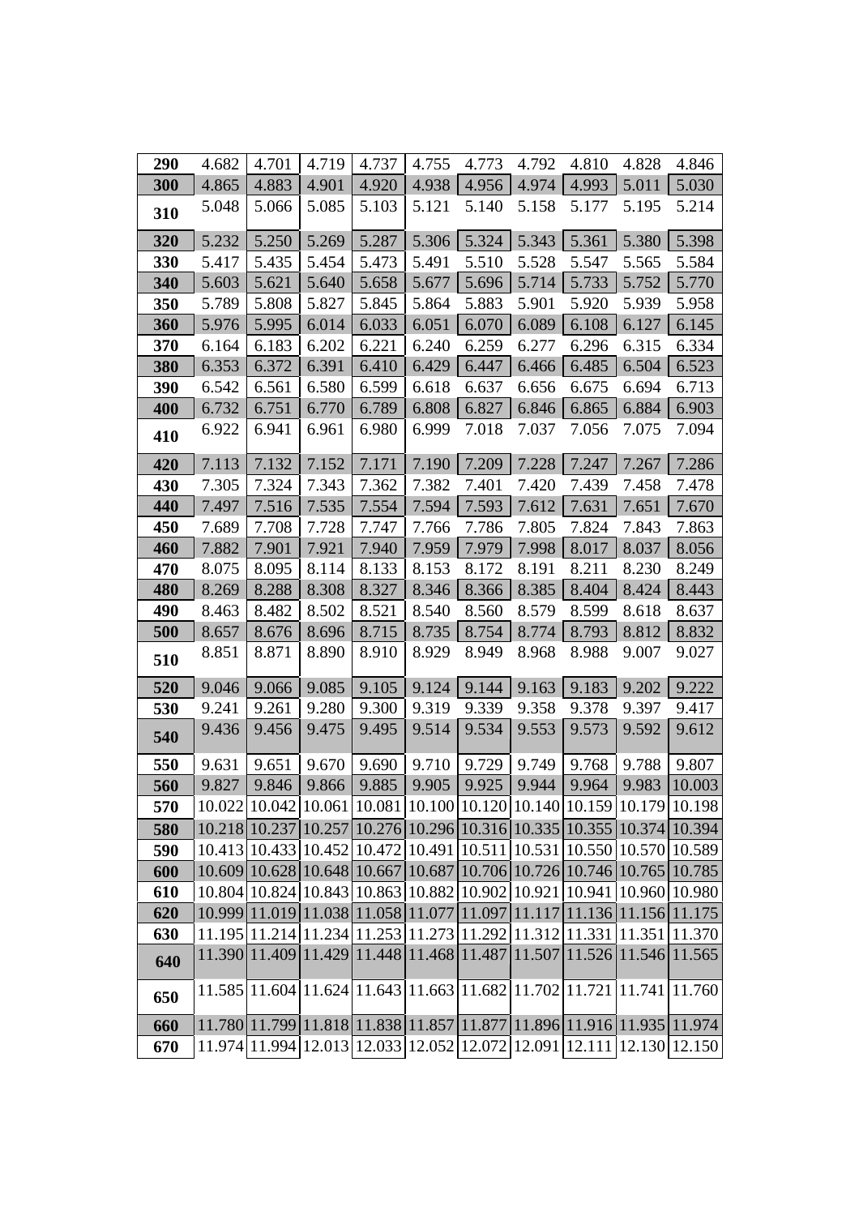| 290 | 4.682 | 4.701 | 4.719 | 4.737 | 4.755 | 4.773 | 4.792 | 4.810 | 4.828 | 4.846 |
|---|---|---|---|---|---|---|---|---|---|---|
| **300** | 4.865 | 4.883 | 4.901 | 4.920 | 4.938 | 4.956 | 4.974 | 4.993 | 5.011 | 5.030 |
| **310** | 5.048 | 5.066 | 5.085 | 5.103 | 5.121 | 5.140 | 5.158 | 5.177 | 5.195 | 5.214 |
| **320** | 5.232 | 5.250 | 5.269 | 5.287 | 5.306 | 5.324 | 5.343 | 5.361 | 5.380 | 5.398 |
| **330** | 5.417 | 5.435 | 5.454 | 5.473 | 5.491 | 5.510 | 5.528 | 5.547 | 5.565 | 5.584 |
| **340** | 5.603 | 5.621 | 5.640 | 5.658 | 5.677 | 5.696 | 5.714 | 5.733 | 5.752 | 5.770 |
| **350** | 5.789 | 5.808 | 5.827 | 5.845 | 5.864 | 5.883 | 5.901 | 5.920 | 5.939 | 5.958 |
| **360** | 5.976 | 5.995 | 6.014 | 6.033 | 6.051 | 6.070 | 6.089 | 6.108 | 6.127 | 6.145 |
| **370** | 6.164 | 6.183 | 6.202 | 6.221 | 6.240 | 6.259 | 6.277 | 6.296 | 6.315 | 6.334 |
| **380** | 6.353 | 6.372 | 6.391 | 6.410 | 6.429 | 6.447 | 6.466 | 6.485 | 6.504 | 6.523 |
| **390** | 6.542 | 6.561 | 6.580 | 6.599 | 6.618 | 6.637 | 6.656 | 6.675 | 6.694 | 6.713 |
| **400** | 6.732 | 6.751 | 6.770 | 6.789 | 6.808 | 6.827 | 6.846 | 6.865 | 6.884 | 6.903 |
| **410** | 6.922 | 6.941 | 6.961 | 6.980 | 6.999 | 7.018 | 7.037 | 7.056 | 7.075 | 7.094 |
| **420** | 7.113 | 7.132 | 7.152 | 7.171 | 7.190 | 7.209 | 7.228 | 7.247 | 7.267 | 7.286 |
| **430** | 7.305 | 7.324 | 7.343 | 7.362 | 7.382 | 7.401 | 7.420 | 7.439 | 7.458 | 7.478 |
| **440** | 7.497 | 7.516 | 7.535 | 7.554 | 7.594 | 7.593 | 7.612 | 7.631 | 7.651 | 7.670 |
| **450** | 7.689 | 7.708 | 7.728 | 7.747 | 7.766 | 7.786 | 7.805 | 7.824 | 7.843 | 7.863 |
| **460** | 7.882 | 7.901 | 7.921 | 7.940 | 7.959 | 7.979 | 7.998 | 8.017 | 8.037 | 8.056 |
| **470** | 8.075 | 8.095 | 8.114 | 8.133 | 8.153 | 8.172 | 8.191 | 8.211 | 8.230 | 8.249 |
| **480** | 8.269 | 8.288 | 8.308 | 8.327 | 8.346 | 8.366 | 8.385 | 8.404 | 8.424 | 8.443 |
| **490** | 8.463 | 8.482 | 8.502 | 8.521 | 8.540 | 8.560 | 8.579 | 8.599 | 8.618 | 8.637 |
| **500** | 8.657 | 8.676 | 8.696 | 8.715 | 8.735 | 8.754 | 8.774 | 8.793 | 8.812 | 8.832 |
| **510** | 8.851 | 8.871 | 8.890 | 8.910 | 8.929 | 8.949 | 8.968 | 8.988 | 9.007 | 9.027 |
| **520** | 9.046 | 9.066 | 9.085 | 9.105 | 9.124 | 9.144 | 9.163 | 9.183 | 9.202 | 9.222 |
| **530** | 9.241 | 9.261 | 9.280 | 9.300 | 9.319 | 9.339 | 9.358 | 9.378 | 9.397 | 9.417 |
| **540** | 9.436 | 9.456 | 9.475 | 9.495 | 9.514 | 9.534 | 9.553 | 9.573 | 9.592 | 9.612 |
| **550** | 9.631 | 9.651 | 9.670 | 9.690 | 9.710 | 9.729 | 9.749 | 9.768 | 9.788 | 9.807 |
| **560** | 9.827 | 9.846 | 9.866 | 9.885 | 9.905 | 9.925 | 9.944 | 9.964 | 9.983 | 10.003 |
| **570** | 10.022 | 10.042 | 10.061 | 10.081 | 10.100 | 10.120 | 10.140 | 10.159 | 10.179 | 10.198 |
| **580** | 10.218 | 10.237 | 10.257 | 10.276 | 10.296 | 10.316 | 10.335 | 10.355 | 10.374 | 10.394 |
| **590** | 10.413 | 10.433 | 10.452 | 10.472 | 10.491 | 10.511 | 10.531 | 10.550 | 10.570 | 10.589 |
| **600** | 10.609 | 10.628 | 10.648 | 10.667 | 10.687 | 10.706 | 10.726 | 10.746 | 10.765 | 10.785 |
| **610** | 10.804 | 10.824 | 10.843 | 10.863 | 10.882 | 10.902 | 10.921 | 10.941 | 10.960 | 10.980 |
| **620** | 10.999 | 11.019 | 11.038 | 11.058 | 11.077 | 11.097 | 11.117 | 11.136 | 11.156 | 11.175 |
| **630** | 11.195 | 11.214 | 11.234 | 11.253 | 11.273 | 11.292 | 11.312 | 11.331 | 11.351 | 11.370 |
| **640** | 11.390 | 11.409 | 11.429 | 11.448 | 11.468 | 11.487 | 11.507 | 11.526 | 11.546 | 11.565 |
| **650** | 11.585 | 11.604 | 11.624 | 11.643 | 11.663 | 11.682 | 11.702 | 11.721 | 11.741 | 11.760 |
| **660** | 11.780 | 11.799 | 11.818 | 11.838 | 11.857 | 11.877 | 11.896 | 11.916 | 11.935 | 11.974 |
| **670** | 11.974 | 11.994 | 12.013 | 12.033 | 12.052 | 12.072 | 12.091 | 12.111 | 12.130 | 12.150 |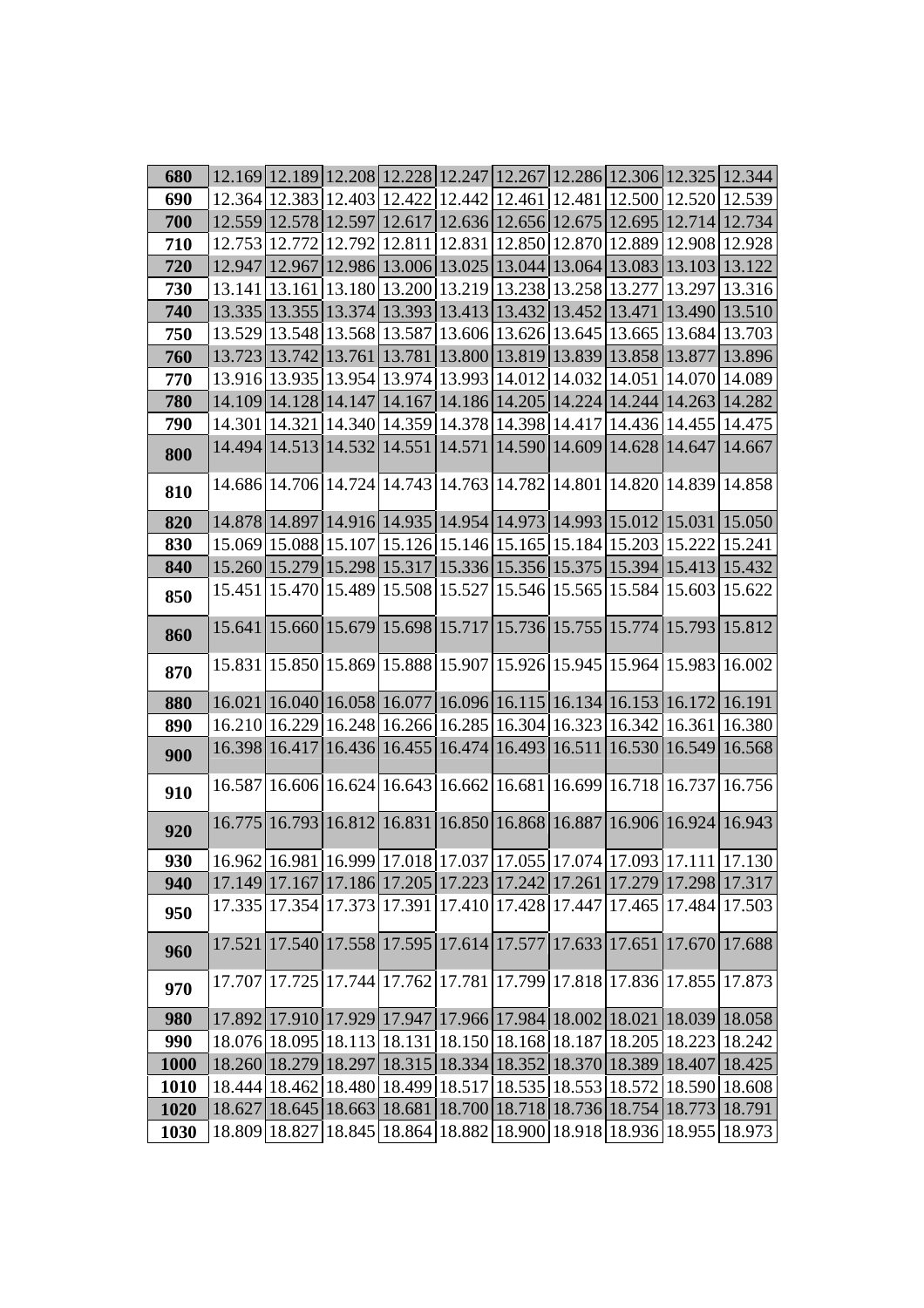| 680 | 12.169 | 12.189 | 12.208 | 12.228 | 12.247 | 12.267 | 12.286 | 12.306 | 12.325 | 12.344 |
|---|---|---|---|---|---|---|---|---|---|---|
| 690 | 12.364 | 12.383 | 12.403 | 12.422 | 12.442 | 12.461 | 12.481 | 12.500 | 12.520 | 12.539 |
| 700 | 12.559 | 12.578 | 12.597 | 12.617 | 12.636 | 12.656 | 12.675 | 12.695 | 12.714 | 12.734 |
| 710 | 12.753 | 12.772 | 12.792 | 12.811 | 12.831 | 12.850 | 12.870 | 12.889 | 12.908 | 12.928 |
| 720 | 12.947 | 12.967 | 12.986 | 13.006 | 13.025 | 13.044 | 13.064 | 13.083 | 13.103 | 13.122 |
| 730 | 13.141 | 13.161 | 13.180 | 13.200 | 13.219 | 13.238 | 13.258 | 13.277 | 13.297 | 13.316 |
| 740 | 13.335 | 13.355 | 13.374 | 13.393 | 13.413 | 13.432 | 13.452 | 13.471 | 13.490 | 13.510 |
| 750 | 13.529 | 13.548 | 13.568 | 13.587 | 13.606 | 13.626 | 13.645 | 13.665 | 13.684 | 13.703 |
| 760 | 13.723 | 13.742 | 13.761 | 13.781 | 13.800 | 13.819 | 13.839 | 13.858 | 13.877 | 13.896 |
| 770 | 13.916 | 13.935 | 13.954 | 13.974 | 13.993 | 14.012 | 14.032 | 14.051 | 14.070 | 14.089 |
| 780 | 14.109 | 14.128 | 14.147 | 14.167 | 14.186 | 14.205 | 14.224 | 14.244 | 14.263 | 14.282 |
| 790 | 14.301 | 14.321 | 14.340 | 14.359 | 14.378 | 14.398 | 14.417 | 14.436 | 14.455 | 14.475 |
| 800 | 14.494 | 14.513 | 14.532 | 14.551 | 14.571 | 14.590 | 14.609 | 14.628 | 14.647 | 14.667 |
| 810 | 14.686 | 14.706 | 14.724 | 14.743 | 14.763 | 14.782 | 14.801 | 14.820 | 14.839 | 14.858 |
| 820 | 14.878 | 14.897 | 14.916 | 14.935 | 14.954 | 14.973 | 14.993 | 15.012 | 15.031 | 15.050 |
| 830 | 15.069 | 15.088 | 15.107 | 15.126 | 15.146 | 15.165 | 15.184 | 15.203 | 15.222 | 15.241 |
| 840 | 15.260 | 15.279 | 15.298 | 15.317 | 15.336 | 15.356 | 15.375 | 15.394 | 15.413 | 15.432 |
| 850 | 15.451 | 15.470 | 15.489 | 15.508 | 15.527 | 15.546 | 15.565 | 15.584 | 15.603 | 15.622 |
| 860 | 15.641 | 15.660 | 15.679 | 15.698 | 15.717 | 15.736 | 15.755 | 15.774 | 15.793 | 15.812 |
| 870 | 15.831 | 15.850 | 15.869 | 15.888 | 15.907 | 15.926 | 15.945 | 15.964 | 15.983 | 16.002 |
| 880 | 16.021 | 16.040 | 16.058 | 16.077 | 16.096 | 16.115 | 16.134 | 16.153 | 16.172 | 16.191 |
| 890 | 16.210 | 16.229 | 16.248 | 16.266 | 16.285 | 16.304 | 16.323 | 16.342 | 16.361 | 16.380 |
| 900 | 16.398 | 16.417 | 16.436 | 16.455 | 16.474 | 16.493 | 16.511 | 16.530 | 16.549 | 16.568 |
| 910 | 16.587 | 16.606 | 16.624 | 16.643 | 16.662 | 16.681 | 16.699 | 16.718 | 16.737 | 16.756 |
| 920 | 16.775 | 16.793 | 16.812 | 16.831 | 16.850 | 16.868 | 16.887 | 16.906 | 16.924 | 16.943 |
| 930 | 16.962 | 16.981 | 16.999 | 17.018 | 17.037 | 17.055 | 17.074 | 17.093 | 17.111 | 17.130 |
| 940 | 17.149 | 17.167 | 17.186 | 17.205 | 17.223 | 17.242 | 17.261 | 17.279 | 17.298 | 17.317 |
| 950 | 17.335 | 17.354 | 17.373 | 17.391 | 17.410 | 17.428 | 17.447 | 17.465 | 17.484 | 17.503 |
| 960 | 17.521 | 17.540 | 17.558 | 17.595 | 17.614 | 17.577 | 17.633 | 17.651 | 17.670 | 17.688 |
| 970 | 17.707 | 17.725 | 17.744 | 17.762 | 17.781 | 17.799 | 17.818 | 17.836 | 17.855 | 17.873 |
| 980 | 17.892 | 17.910 | 17.929 | 17.947 | 17.966 | 17.984 | 18.002 | 18.021 | 18.039 | 18.058 |
| 990 | 18.076 | 18.095 | 18.113 | 18.131 | 18.150 | 18.168 | 18.187 | 18.205 | 18.223 | 18.242 |
| 1000 | 18.260 | 18.279 | 18.297 | 18.315 | 18.334 | 18.352 | 18.370 | 18.389 | 18.407 | 18.425 |
| 1010 | 18.444 | 18.462 | 18.480 | 18.499 | 18.517 | 18.535 | 18.553 | 18.572 | 18.590 | 18.608 |
| 1020 | 18.627 | 18.645 | 18.663 | 18.681 | 18.700 | 18.718 | 18.736 | 18.754 | 18.773 | 18.791 |
| 1030 | 18.809 | 18.827 | 18.845 | 18.864 | 18.882 | 18.900 | 18.918 | 18.936 | 18.955 | 18.973 |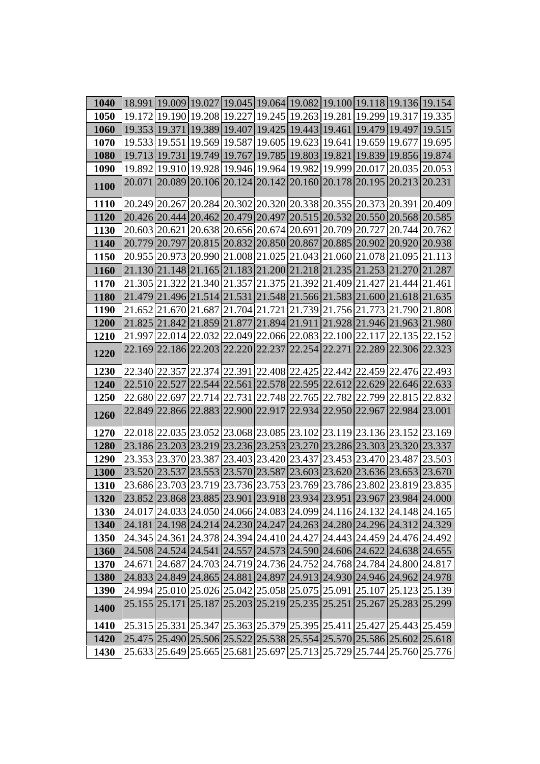| 1040 | 18.991 | 19.009 | 19.027 | 19.045 | 19.064 | 19.082 | 19.100 | 19.118 | 19.136 | 19.154 |
|---|---|---|---|---|---|---|---|---|---|---|
| 1050 | 19.172 | 19.190 | 19.208 | 19.227 | 19.245 | 19.263 | 19.281 | 19.299 | 19.317 | 19.335 |
| 1060 | 19.353 | 19.371 | 19.389 | 19.407 | 19.425 | 19.443 | 19.461 | 19.479 | 19.497 | 19.515 |
| 1070 | 19.533 | 19.551 | 19.569 | 19.587 | 19.605 | 19.623 | 19.641 | 19.659 | 19.677 | 19.695 |
| 1080 | 19.713 | 19.731 | 19.749 | 19.767 | 19.785 | 19.803 | 19.821 | 19.839 | 19.856 | 19.874 |
| 1090 | 19.892 | 19.910 | 19.928 | 19.946 | 19.964 | 19.982 | 19.999 | 20.017 | 20.035 | 20.053 |
| 1100 | 20.071 | 20.089 | 20.106 | 20.124 | 20.142 | 20.160 | 20.178 | 20.195 | 20.213 | 20.231 |
| 1110 | 20.249 | 20.267 | 20.284 | 20.302 | 20.320 | 20.338 | 20.355 | 20.373 | 20.391 | 20.409 |
| 1120 | 20.426 | 20.444 | 20.462 | 20.479 | 20.497 | 20.515 | 20.532 | 20.550 | 20.568 | 20.585 |
| 1130 | 20.603 | 20.621 | 20.638 | 20.656 | 20.674 | 20.691 | 20.709 | 20.727 | 20.744 | 20.762 |
| 1140 | 20.779 | 20.797 | 20.815 | 20.832 | 20.850 | 20.867 | 20.885 | 20.902 | 20.920 | 20.938 |
| 1150 | 20.955 | 20.973 | 20.990 | 21.008 | 21.025 | 21.043 | 21.060 | 21.078 | 21.095 | 21.113 |
| 1160 | 21.130 | 21.148 | 21.165 | 21.183 | 21.200 | 21.218 | 21.235 | 21.253 | 21.270 | 21.287 |
| 1170 | 21.305 | 21.322 | 21.340 | 21.357 | 21.375 | 21.392 | 21.409 | 21.427 | 21.444 | 21.461 |
| 1180 | 21.479 | 21.496 | 21.514 | 21.531 | 21.548 | 21.566 | 21.583 | 21.600 | 21.618 | 21.635 |
| 1190 | 21.652 | 21.670 | 21.687 | 21.704 | 21.721 | 21.739 | 21.756 | 21.773 | 21.790 | 21.808 |
| 1200 | 21.825 | 21.842 | 21.859 | 21.877 | 21.894 | 21.911 | 21.928 | 21.946 | 21.963 | 21.980 |
| 1210 | 21.997 | 22.014 | 22.032 | 22.049 | 22.066 | 22.083 | 22.100 | 22.117 | 22.135 | 22.152 |
| 1220 | 22.169 | 22.186 | 22.203 | 22.220 | 22.237 | 22.254 | 22.271 | 22.289 | 22.306 | 22.323 |
| 1230 | 22.340 | 22.357 | 22.374 | 22.391 | 22.408 | 22.425 | 22.442 | 22.459 | 22.476 | 22.493 |
| 1240 | 22.510 | 22.527 | 22.544 | 22.561 | 22.578 | 22.595 | 22.612 | 22.629 | 22.646 | 22.633 |
| 1250 | 22.680 | 22.697 | 22.714 | 22.731 | 22.748 | 22.765 | 22.782 | 22.799 | 22.815 | 22.832 |
| 1260 | 22.849 | 22.866 | 22.883 | 22.900 | 22.917 | 22.934 | 22.950 | 22.967 | 22.984 | 23.001 |
| 1270 | 22.018 | 22.035 | 23.052 | 23.068 | 23.085 | 23.102 | 23.119 | 23.136 | 23.152 | 23.169 |
| 1280 | 23.186 | 23.203 | 23.219 | 23.236 | 23.253 | 23.270 | 23.286 | 23.303 | 23.320 | 23.337 |
| 1290 | 23.353 | 23.370 | 23.387 | 23.403 | 23.420 | 23.437 | 23.453 | 23.470 | 23.487 | 23.503 |
| 1300 | 23.520 | 23.537 | 23.553 | 23.570 | 23.587 | 23.603 | 23.620 | 23.636 | 23.653 | 23.670 |
| 1310 | 23.686 | 23.703 | 23.719 | 23.736 | 23.753 | 23.769 | 23.786 | 23.802 | 23.819 | 23.835 |
| 1320 | 23.852 | 23.868 | 23.885 | 23.901 | 23.918 | 23.934 | 23.951 | 23.967 | 23.984 | 24.000 |
| 1330 | 24.017 | 24.033 | 24.050 | 24.066 | 24.083 | 24.099 | 24.116 | 24.132 | 24.148 | 24.165 |
| 1340 | 24.181 | 24.198 | 24.214 | 24.230 | 24.247 | 24.263 | 24.280 | 24.296 | 24.312 | 24.329 |
| 1350 | 24.345 | 24.361 | 24.378 | 24.394 | 24.410 | 24.427 | 24.443 | 24.459 | 24.476 | 24.492 |
| 1360 | 24.508 | 24.524 | 24.541 | 24.557 | 24.573 | 24.590 | 24.606 | 24.622 | 24.638 | 24.655 |
| 1370 | 24.671 | 24.687 | 24.703 | 24.719 | 24.736 | 24.752 | 24.768 | 24.784 | 24.800 | 24.817 |
| 1380 | 24.833 | 24.849 | 24.865 | 24.881 | 24.897 | 24.913 | 24.930 | 24.946 | 24.962 | 24.978 |
| 1390 | 24.994 | 25.010 | 25.026 | 25.042 | 25.058 | 25.075 | 25.091 | 25.107 | 25.123 | 25.139 |
| 1400 | 25.155 | 25.171 | 25.187 | 25.203 | 25.219 | 25.235 | 25.251 | 25.267 | 25.283 | 25.299 |
| 1410 | 25.315 | 25.331 | 25.347 | 25.363 | 25.379 | 25.395 | 25.411 | 25.427 | 25.443 | 25.459 |
| 1420 | 25.475 | 25.490 | 25.506 | 25.522 | 25.538 | 25.554 | 25.570 | 25.586 | 25.602 | 25.618 |
| 1430 | 25.633 | 25.649 | 25.665 | 25.681 | 25.697 | 25.713 | 25.729 | 25.744 | 25.760 | 25.776 |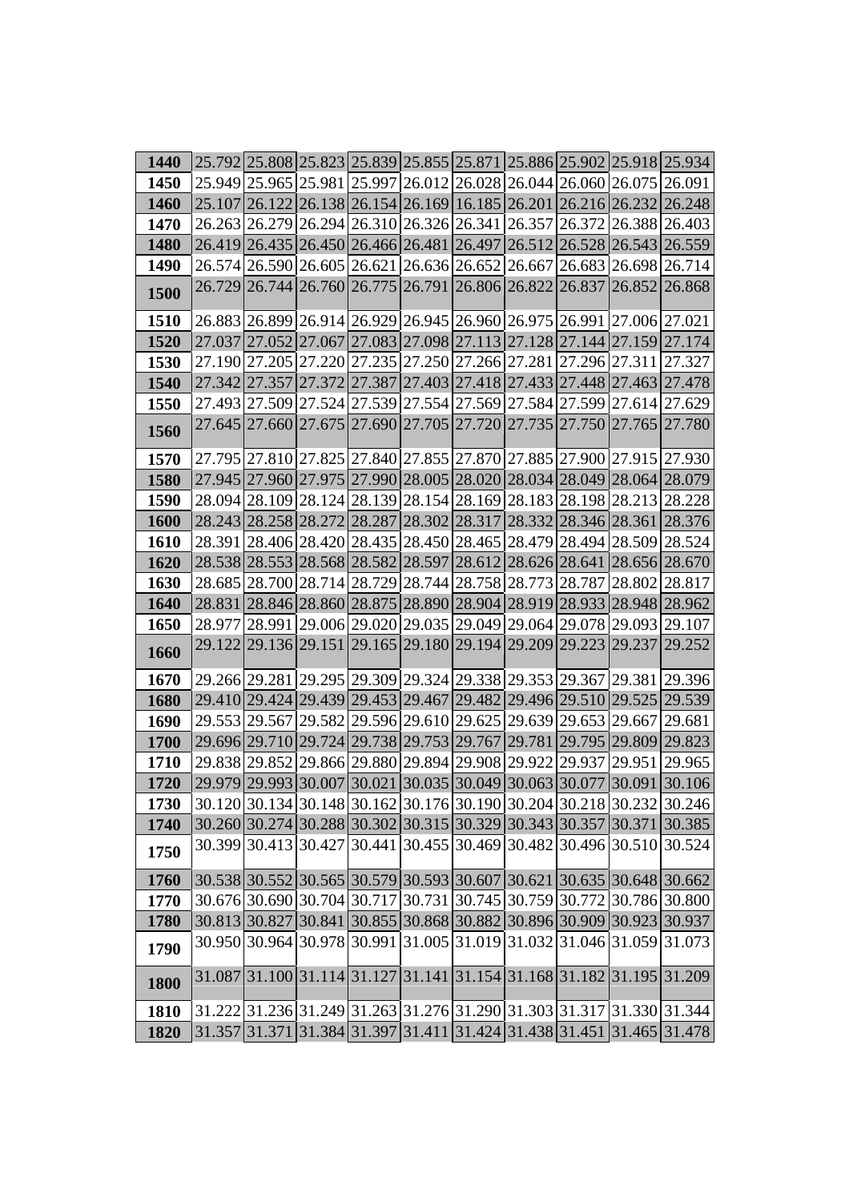| 1440 | 25.792 | 25.808 | 25.823 | 25.839 | 25.855 | 25.871 | 25.886 | 25.902 | 25.918 | 25.934 |
|---|---|---|---|---|---|---|---|---|---|---|
| 1450 | 25.949 | 25.965 | 25.981 | 25.997 | 26.012 | 26.028 | 26.044 | 26.060 | 26.075 | 26.091 |
| 1460 | 25.107 | 26.122 | 26.138 | 26.154 | 26.169 | 16.185 | 26.201 | 26.216 | 26.232 | 26.248 |
| 1470 | 26.263 | 26.279 | 26.294 | 26.310 | 26.326 | 26.341 | 26.357 | 26.372 | 26.388 | 26.403 |
| 1480 | 26.419 | 26.435 | 26.450 | 26.466 | 26.481 | 26.497 | 26.512 | 26.528 | 26.543 | 26.559 |
| 1490 | 26.574 | 26.590 | 26.605 | 26.621 | 26.636 | 26.652 | 26.667 | 26.683 | 26.698 | 26.714 |
| 1500 | 26.729 | 26.744 | 26.760 | 26.775 | 26.791 | 26.806 | 26.822 | 26.837 | 26.852 | 26.868 |
| 1510 | 26.883 | 26.899 | 26.914 | 26.929 | 26.945 | 26.960 | 26.975 | 26.991 | 27.006 | 27.021 |
| 1520 | 27.037 | 27.052 | 27.067 | 27.083 | 27.098 | 27.113 | 27.128 | 27.144 | 27.159 | 27.174 |
| 1530 | 27.190 | 27.205 | 27.220 | 27.235 | 27.250 | 27.266 | 27.281 | 27.296 | 27.311 | 27.327 |
| 1540 | 27.342 | 27.357 | 27.372 | 27.387 | 27.403 | 27.418 | 27.433 | 27.448 | 27.463 | 27.478 |
| 1550 | 27.493 | 27.509 | 27.524 | 27.539 | 27.554 | 27.569 | 27.584 | 27.599 | 27.614 | 27.629 |
| 1560 | 27.645 | 27.660 | 27.675 | 27.690 | 27.705 | 27.720 | 27.735 | 27.750 | 27.765 | 27.780 |
| 1570 | 27.795 | 27.810 | 27.825 | 27.840 | 27.855 | 27.870 | 27.885 | 27.900 | 27.915 | 27.930 |
| 1580 | 27.945 | 27.960 | 27.975 | 27.990 | 28.005 | 28.020 | 28.034 | 28.049 | 28.064 | 28.079 |
| 1590 | 28.094 | 28.109 | 28.124 | 28.139 | 28.154 | 28.169 | 28.183 | 28.198 | 28.213 | 28.228 |
| 1600 | 28.243 | 28.258 | 28.272 | 28.287 | 28.302 | 28.317 | 28.332 | 28.346 | 28.361 | 28.376 |
| 1610 | 28.391 | 28.406 | 28.420 | 28.435 | 28.450 | 28.465 | 28.479 | 28.494 | 28.509 | 28.524 |
| 1620 | 28.538 | 28.553 | 28.568 | 28.582 | 28.597 | 28.612 | 28.626 | 28.641 | 28.656 | 28.670 |
| 1630 | 28.685 | 28.700 | 28.714 | 28.729 | 28.744 | 28.758 | 28.773 | 28.787 | 28.802 | 28.817 |
| 1640 | 28.831 | 28.846 | 28.860 | 28.875 | 28.890 | 28.904 | 28.919 | 28.933 | 28.948 | 28.962 |
| 1650 | 28.977 | 28.991 | 29.006 | 29.020 | 29.035 | 29.049 | 29.064 | 29.078 | 29.093 | 29.107 |
| 1660 | 29.122 | 29.136 | 29.151 | 29.165 | 29.180 | 29.194 | 29.209 | 29.223 | 29.237 | 29.252 |
| 1670 | 29.266 | 29.281 | 29.295 | 29.309 | 29.324 | 29.338 | 29.353 | 29.367 | 29.381 | 29.396 |
| 1680 | 29.410 | 29.424 | 29.439 | 29.453 | 29.467 | 29.482 | 29.496 | 29.510 | 29.525 | 29.539 |
| 1690 | 29.553 | 29.567 | 29.582 | 29.596 | 29.610 | 29.625 | 29.639 | 29.653 | 29.667 | 29.681 |
| 1700 | 29.696 | 29.710 | 29.724 | 29.738 | 29.753 | 29.767 | 29.781 | 29.795 | 29.809 | 29.823 |
| 1710 | 29.838 | 29.852 | 29.866 | 29.880 | 29.894 | 29.908 | 29.922 | 29.937 | 29.951 | 29.965 |
| 1720 | 29.979 | 29.993 | 30.007 | 30.021 | 30.035 | 30.049 | 30.063 | 30.077 | 30.091 | 30.106 |
| 1730 | 30.120 | 30.134 | 30.148 | 30.162 | 30.176 | 30.190 | 30.204 | 30.218 | 30.232 | 30.246 |
| 1740 | 30.260 | 30.274 | 30.288 | 30.302 | 30.315 | 30.329 | 30.343 | 30.357 | 30.371 | 30.385 |
| 1750 | 30.399 | 30.413 | 30.427 | 30.441 | 30.455 | 30.469 | 30.482 | 30.496 | 30.510 | 30.524 |
| 1760 | 30.538 | 30.552 | 30.565 | 30.579 | 30.593 | 30.607 | 30.621 | 30.635 | 30.648 | 30.662 |
| 1770 | 30.676 | 30.690 | 30.704 | 30.717 | 30.731 | 30.745 | 30.759 | 30.772 | 30.786 | 30.800 |
| 1780 | 30.813 | 30.827 | 30.841 | 30.855 | 30.868 | 30.882 | 30.896 | 30.909 | 30.923 | 30.937 |
| 1790 | 30.950 | 30.964 | 30.978 | 30.991 | 31.005 | 31.019 | 31.032 | 31.046 | 31.059 | 31.073 |
| 1800 | 31.087 | 31.100 | 31.114 | 31.127 | 31.141 | 31.154 | 31.168 | 31.182 | 31.195 | 31.209 |
| 1810 | 31.222 | 31.236 | 31.249 | 31.263 | 31.276 | 31.290 | 31.303 | 31.317 | 31.330 | 31.344 |
| 1820 | 31.357 | 31.371 | 31.384 | 31.397 | 31.411 | 31.424 | 31.438 | 31.451 | 31.465 | 31.478 |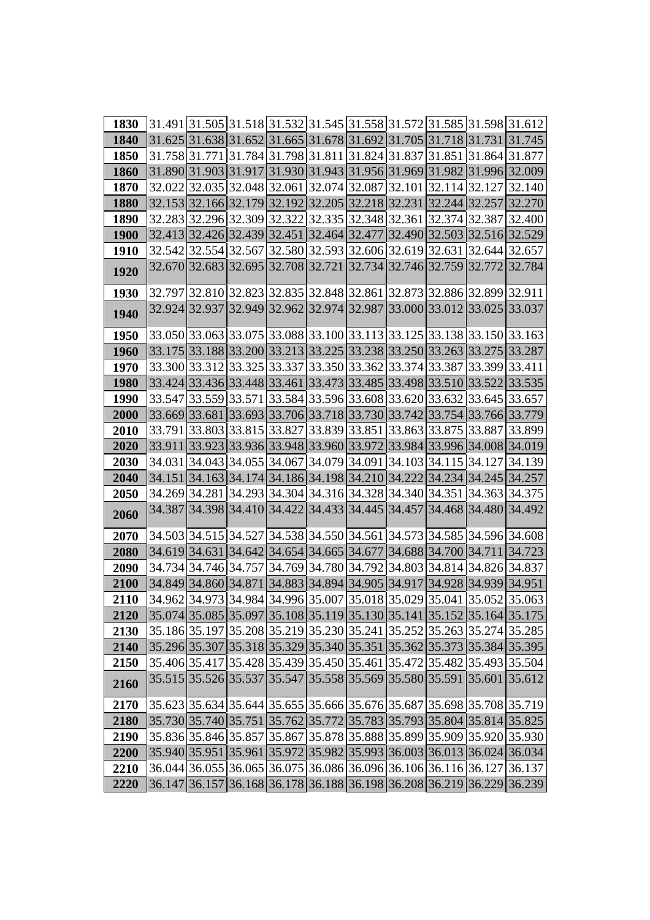| 1830 | 31.491 | 31.505 | 31.518 | 31.532 | 31.545 | 31.558 | 31.572 | 31.585 | 31.598 | 31.612 |
|---|---|---|---|---|---|---|---|---|---|---|
| **1840** | 31.625 | 31.638 | 31.652 | 31.665 | 31.678 | 31.692 | 31.705 | 31.718 | 31.731 | 31.745 |
| **1850** | 31.758 | 31.771 | 31.784 | 31.798 | 31.811 | 31.824 | 31.837 | 31.851 | 31.864 | 31.877 |
| **1860** | 31.890 | 31.903 | 31.917 | 31.930 | 31.943 | 31.956 | 31.969 | 31.982 | 31.996 | 32.009 |
| **1870** | 32.022 | 32.035 | 32.048 | 32.061 | 32.074 | 32.087 | 32.101 | 32.114 | 32.127 | 32.140 |
| **1880** | 32.153 | 32.166 | 32.179 | 32.192 | 32.205 | 32.218 | 32.231 | 32.244 | 32.257 | 32.270 |
| **1890** | 32.283 | 32.296 | 32.309 | 32.322 | 32.335 | 32.348 | 32.361 | 32.374 | 32.387 | 32.400 |
| **1900** | 32.413 | 32.426 | 32.439 | 32.451 | 32.464 | 32.477 | 32.490 | 32.503 | 32.516 | 32.529 |
| **1910** | 32.542 | 32.554 | 32.567 | 32.580 | 32.593 | 32.606 | 32.619 | 32.631 | 32.644 | 32.657 |
| **1920** | 32.670 | 32.683 | 32.695 | 32.708 | 32.721 | 32.734 | 32.746 | 32.759 | 32.772 | 32.784 |
| **1930** | 32.797 | 32.810 | 32.823 | 32.835 | 32.848 | 32.861 | 32.873 | 32.886 | 32.899 | 32.911 |
| **1940** | 32.924 | 32.937 | 32.949 | 32.962 | 32.974 | 32.987 | 33.000 | 33.012 | 33.025 | 33.037 |
| **1950** | 33.050 | 33.063 | 33.075 | 33.088 | 33.100 | 33.113 | 33.125 | 33.138 | 33.150 | 33.163 |
| **1960** | 33.175 | 33.188 | 33.200 | 33.213 | 33.225 | 33.238 | 33.250 | 33.263 | 33.275 | 33.287 |
| **1970** | 33.300 | 33.312 | 33.325 | 33.337 | 33.350 | 33.362 | 33.374 | 33.387 | 33.399 | 33.411 |
| **1980** | 33.424 | 33.436 | 33.448 | 33.461 | 33.473 | 33.485 | 33.498 | 33.510 | 33.522 | 33.535 |
| **1990** | 33.547 | 33.559 | 33.571 | 33.584 | 33.596 | 33.608 | 33.620 | 33.632 | 33.645 | 33.657 |
| **2000** | 33.669 | 33.681 | 33.693 | 33.706 | 33.718 | 33.730 | 33.742 | 33.754 | 33.766 | 33.779 |
| **2010** | 33.791 | 33.803 | 33.815 | 33.827 | 33.839 | 33.851 | 33.863 | 33.875 | 33.887 | 33.899 |
| **2020** | 33.911 | 33.923 | 33.936 | 33.948 | 33.960 | 33.972 | 33.984 | 33.996 | 34.008 | 34.019 |
| **2030** | 34.031 | 34.043 | 34.055 | 34.067 | 34.079 | 34.091 | 34.103 | 34.115 | 34.127 | 34.139 |
| **2040** | 34.151 | 34.163 | 34.174 | 34.186 | 34.198 | 34.210 | 34.222 | 34.234 | 34.245 | 34.257 |
| **2050** | 34.269 | 34.281 | 34.293 | 34.304 | 34.316 | 34.328 | 34.340 | 34.351 | 34.363 | 34.375 |
| **2060** | 34.387 | 34.398 | 34.410 | 34.422 | 34.433 | 34.445 | 34.457 | 34.468 | 34.480 | 34.492 |
| **2070** | 34.503 | 34.515 | 34.527 | 34.538 | 34.550 | 34.561 | 34.573 | 34.585 | 34.596 | 34.608 |
| **2080** | 34.619 | 34.631 | 34.642 | 34.654 | 34.665 | 34.677 | 34.688 | 34.700 | 34.711 | 34.723 |
| **2090** | 34.734 | 34.746 | 34.757 | 34.769 | 34.780 | 34.792 | 34.803 | 34.814 | 34.826 | 34.837 |
| **2100** | 34.849 | 34.860 | 34.871 | 34.883 | 34.894 | 34.905 | 34.917 | 34.928 | 34.939 | 34.951 |
| **2110** | 34.962 | 34.973 | 34.984 | 34.996 | 35.007 | 35.018 | 35.029 | 35.041 | 35.052 | 35.063 |
| **2120** | 35.074 | 35.085 | 35.097 | 35.108 | 35.119 | 35.130 | 35.141 | 35.152 | 35.164 | 35.175 |
| **2130** | 35.186 | 35.197 | 35.208 | 35.219 | 35.230 | 35.241 | 35.252 | 35.263 | 35.274 | 35.285 |
| **2140** | 35.296 | 35.307 | 35.318 | 35.329 | 35.340 | 35.351 | 35.362 | 35.373 | 35.384 | 35.395 |
| **2150** | 35.406 | 35.417 | 35.428 | 35.439 | 35.450 | 35.461 | 35.472 | 35.482 | 35.493 | 35.504 |
| **2160** | 35.515 | 35.526 | 35.537 | 35.547 | 35.558 | 35.569 | 35.580 | 35.591 | 35.601 | 35.612 |
| **2170** | 35.623 | 35.634 | 35.644 | 35.655 | 35.666 | 35.676 | 35.687 | 35.698 | 35.708 | 35.719 |
| **2180** | 35.730 | 35.740 | 35.751 | 35.762 | 35.772 | 35.783 | 35.793 | 35.804 | 35.814 | 35.825 |
| **2190** | 35.836 | 35.846 | 35.857 | 35.867 | 35.878 | 35.888 | 35.899 | 35.909 | 35.920 | 35.930 |
| **2200** | 35.940 | 35.951 | 35.961 | 35.972 | 35.982 | 35.993 | 36.003 | 36.013 | 36.024 | 36.034 |
| **2210** | 36.044 | 36.055 | 36.065 | 36.075 | 36.086 | 36.096 | 36.106 | 36.116 | 36.127 | 36.137 |
| **2220** | 36.147 | 36.157 | 36.168 | 36.178 | 36.188 | 36.198 | 36.208 | 36.219 | 36.229 | 36.239 |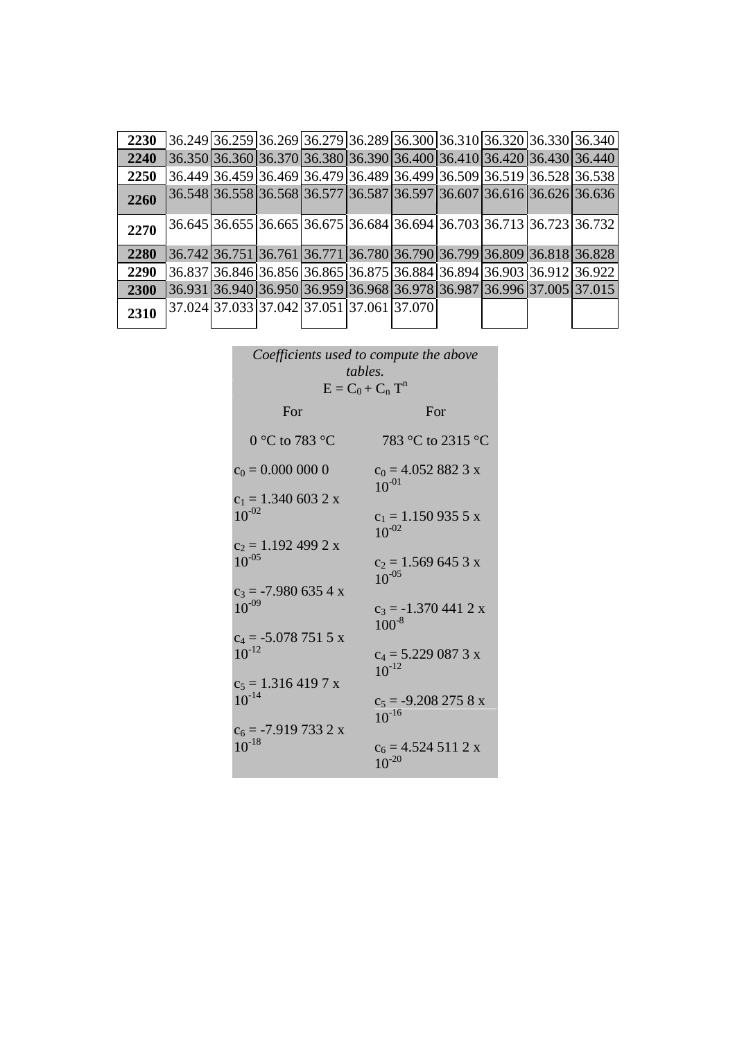| | | | | | | | | | | |
|---|---|---|---|---|---|---|---|---|---|---|
| **2230** | 36.249 | 36.259 | 36.269 | 36.279 | 36.289 | 36.300 | 36.310 | 36.320 | 36.330 | 36.340 |
| **2240** | 36.350 | 36.360 | 36.370 | 36.380 | 36.390 | 36.400 | 36.410 | 36.420 | 36.430 | 36.440 |
| **2250** | 36.449 | 36.459 | 36.469 | 36.479 | 36.489 | 36.499 | 36.509 | 36.519 | 36.528 | 36.538 |
| **2260** | 36.548 | 36.558 | 36.568 | 36.577 | 36.587 | 36.597 | 36.607 | 36.616 | 36.626 | 36.636 |
| **2270** | 36.645 | 36.655 | 36.665 | 36.675 | 36.684 | 36.694 | 36.703 | 36.713 | 36.723 | 36.732 |
| **2280** | 36.742 | 36.751 | 36.761 | 36.771 | 36.780 | 36.790 | 36.799 | 36.809 | 36.818 | 36.828 |
| **2290** | 36.837 | 36.846 | 36.856 | 36.865 | 36.875 | 36.884 | 36.894 | 36.903 | 36.912 | 36.922 |
| **2300** | 36.931 | 36.940 | 36.950 | 36.959 | 36.968 | 36.978 | 36.987 | 36.996 | 37.005 | 37.015 |
| **2310** | 37.024 | 37.033 | 37.042 | 37.051 | 37.061 | 37.070 | | | | |

| *Coefficients used to compute the above tables.* $E = C_0 + C_n T^n$ | |
|---|---|
| For | For |
| 0 °C to 783 °C | 783 °C to 2315 °C |
| $c_0 = 0.000\,000\,0$ | $c_0 = 4.052\,882\,3 \times 10^{-01}$ |
| $c_1 = 1.340\,603\,2 \times 10^{-02}$ | $c_1 = 1.150\,935\,5 \times 10^{-02}$ |
| $c_2 = 1.192\,499\,2 \times 10^{-05}$ | $c_2 = 1.569\,645\,3 \times 10^{-05}$ |
| $c_3 = -7.980\,635\,4 \times 10^{-09}$ | $c_3 = -1.370\,441\,2 \times 100^{-8}$ |
| $c_4 = -5.078\,751\,5 \times 10^{-12}$ | $c_4 = 5.229\,087\,3 \times 10^{-12}$ |
| $c_5 = 1.316\,419\,7 \times 10^{-14}$ | $c_5 = -9.208\,275\,8 \times 10^{-16}$ |
| $c_6 = -7.919\,733\,2 \times 10^{-18}$ | $c_6 = 4.524\,511\,2 \times 10^{-20}$ |